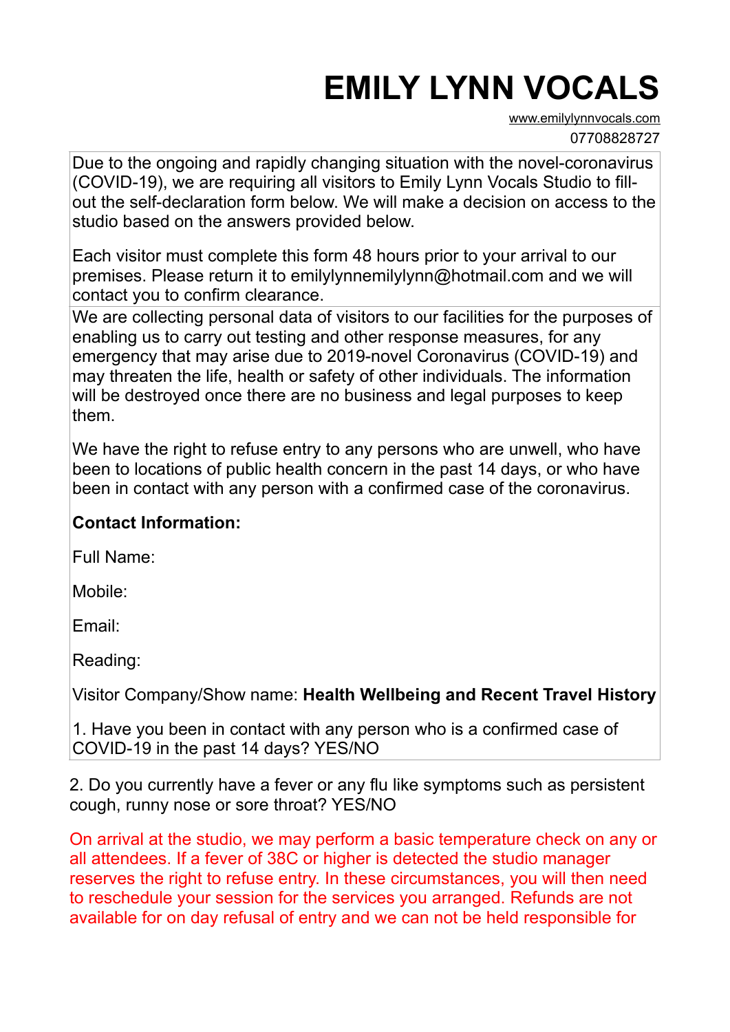# EMILY LYNN VOCALS

www.emilylynnvocals.com
07708828727

Due to the ongoing and rapidly changing situation with the novel-coronavirus (COVID-19), we are requiring all visitors to Emily Lynn Vocals Studio to fill-out the self-declaration form below. We will make a decision on access to the studio based on the answers provided below.

Each visitor must complete this form 48 hours prior to your arrival to our premises. Please return it to emilylynnemilylynn@hotmail.com and we will contact you to confirm clearance.

We are collecting personal data of visitors to our facilities for the purposes of enabling us to carry out testing and other response measures, for any emergency that may arise due to 2019-novel Coronavirus (COVID-19) and may threaten the life, health or safety of other individuals. The information will be destroyed once there are no business and legal purposes to keep them.

We have the right to refuse entry to any persons who are unwell, who have been to locations of public health concern in the past 14 days, or who have been in contact with any person with a confirmed case of the coronavirus.

**Contact Information:**

Full Name:

Mobile:

Email:

Reading:

Visitor Company/Show name: **Health Wellbeing and Recent Travel History**

1. Have you been in contact with any person who is a confirmed case of COVID-19 in the past 14 days? YES/NO

2. Do you currently have a fever or any flu like symptoms such as persistent cough, runny nose or sore throat? YES/NO

On arrival at the studio, we may perform a basic temperature check on any or all attendees. If a fever of 38C or higher is detected the studio manager reserves the right to refuse entry. In these circumstances, you will then need to reschedule your session for the services you arranged. Refunds are not available for on day refusal of entry and we can not be held responsible for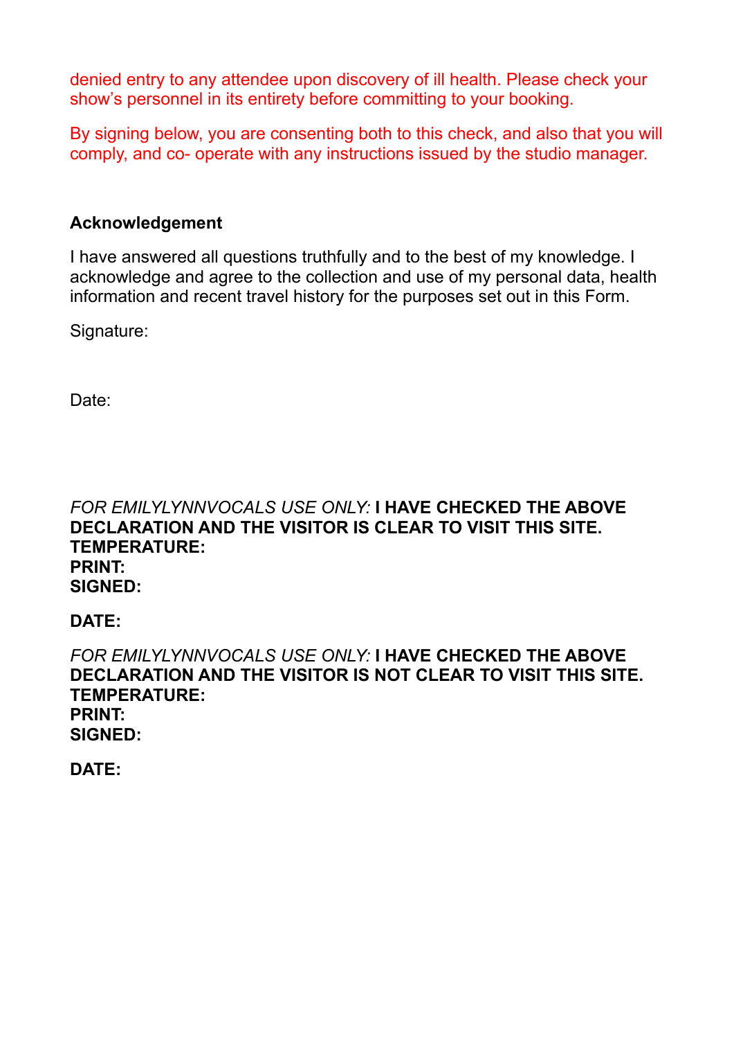denied entry to any attendee upon discovery of ill health. Please check your show's personnel in its entirety before committing to your booking.

By signing below, you are consenting both to this check, and also that you will comply, and co- operate with any instructions issued by the studio manager.

**Acknowledgement**

I have answered all questions truthfully and to the best of my knowledge. I acknowledge and agree to the collection and use of my personal data, health information and recent travel history for the purposes set out in this Form.

Signature:

Date:

*FOR EMILYLYNNVOCALS USE ONLY:* **I HAVE CHECKED THE ABOVE DECLARATION AND THE VISITOR IS CLEAR TO VISIT THIS SITE.**
**TEMPERATURE:**
**PRINT:**
**SIGNED:**

**DATE:**

*FOR EMILYLYNNVOCALS USE ONLY:* **I HAVE CHECKED THE ABOVE DECLARATION AND THE VISITOR IS NOT CLEAR TO VISIT THIS SITE.**
**TEMPERATURE:**
**PRINT:**
**SIGNED:**

**DATE:**